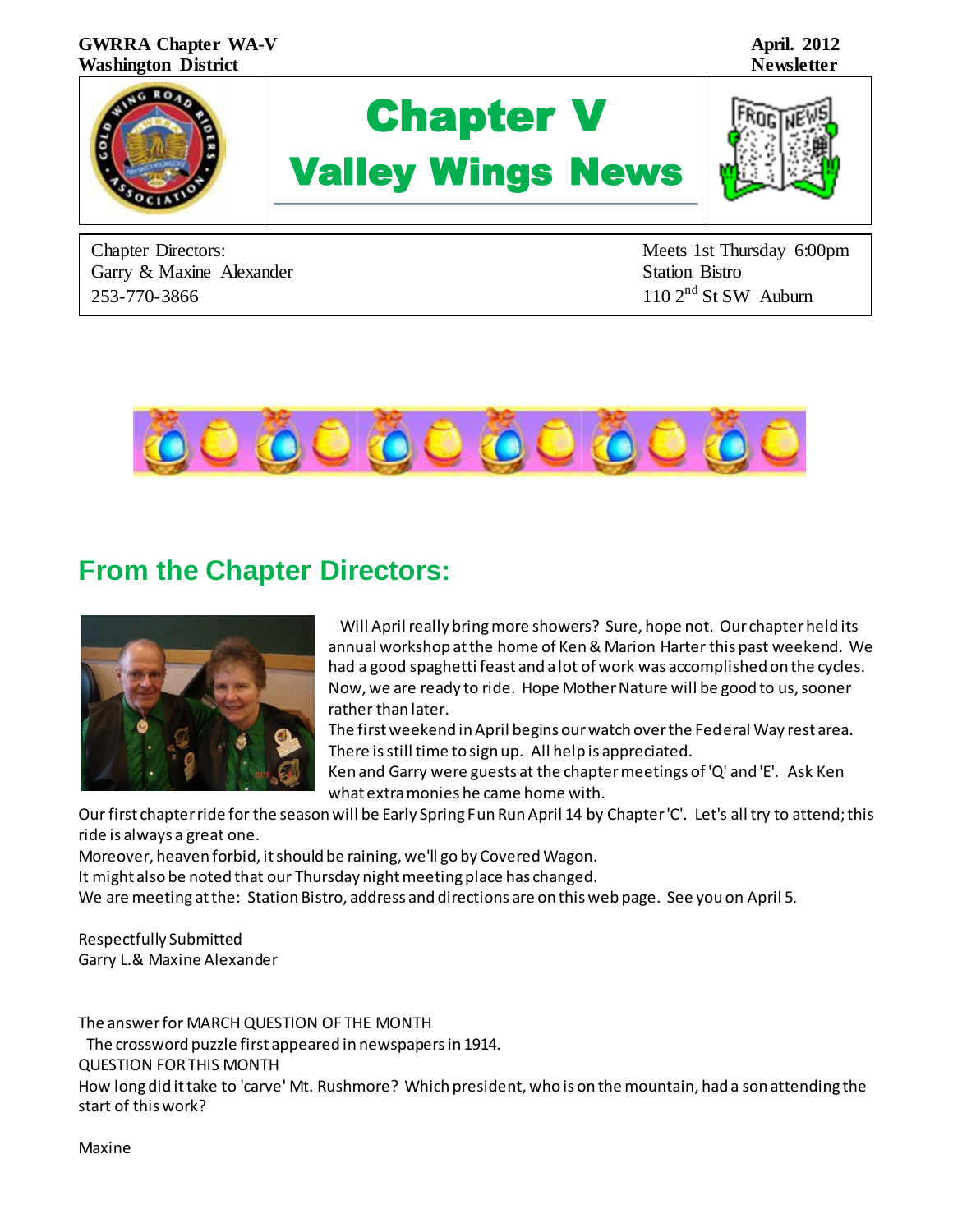GWRRA Chapter WA-V
Washington District

April. 2012
Newsletter

# Chapter V
# Valley Wings News

Chapter Directors:
Garry & Maxine Alexander
253-770-3866

Meets 1st Thursday 6:00pm
Station Bistro
110 2nd St SW Auburn

## From the Chapter Directors:

Will April really bring more showers? Sure, hope not. Our chapter held its annual workshop at the home of Ken & Marion Harter this past weekend. We had a good spaghetti feast and a lot of work was accomplished on the cycles. Now, we are ready to ride. Hope Mother Nature will be good to us, sooner rather than later.
The first weekend in April begins our watch over the Federal Way rest area. There is still time to sign up. All help is appreciated.
Ken and Garry were guests at the chapter meetings of 'Q' and 'E'. Ask Ken what extra monies he came home with.
Our first chapter ride for the season will be Early Spring Fun Run April 14 by Chapter 'C'. Let's all try to attend; this ride is always a great one.
Moreover, heaven forbid, it should be raining, we'll go by Covered Wagon.
It might also be noted that our Thursday night meeting place has changed.
We are meeting at the: Station Bistro, address and directions are on this web page. See you on April 5.

Respectfully Submitted
Garry L.& Maxine Alexander

The answer for MARCH QUESTION OF THE MONTH
The crossword puzzle first appeared in newspapers in 1914.
QUESTION FOR THIS MONTH
How long did it take to 'carve' Mt. Rushmore? Which president, who is on the mountain, had a son attending the start of this work?

Maxine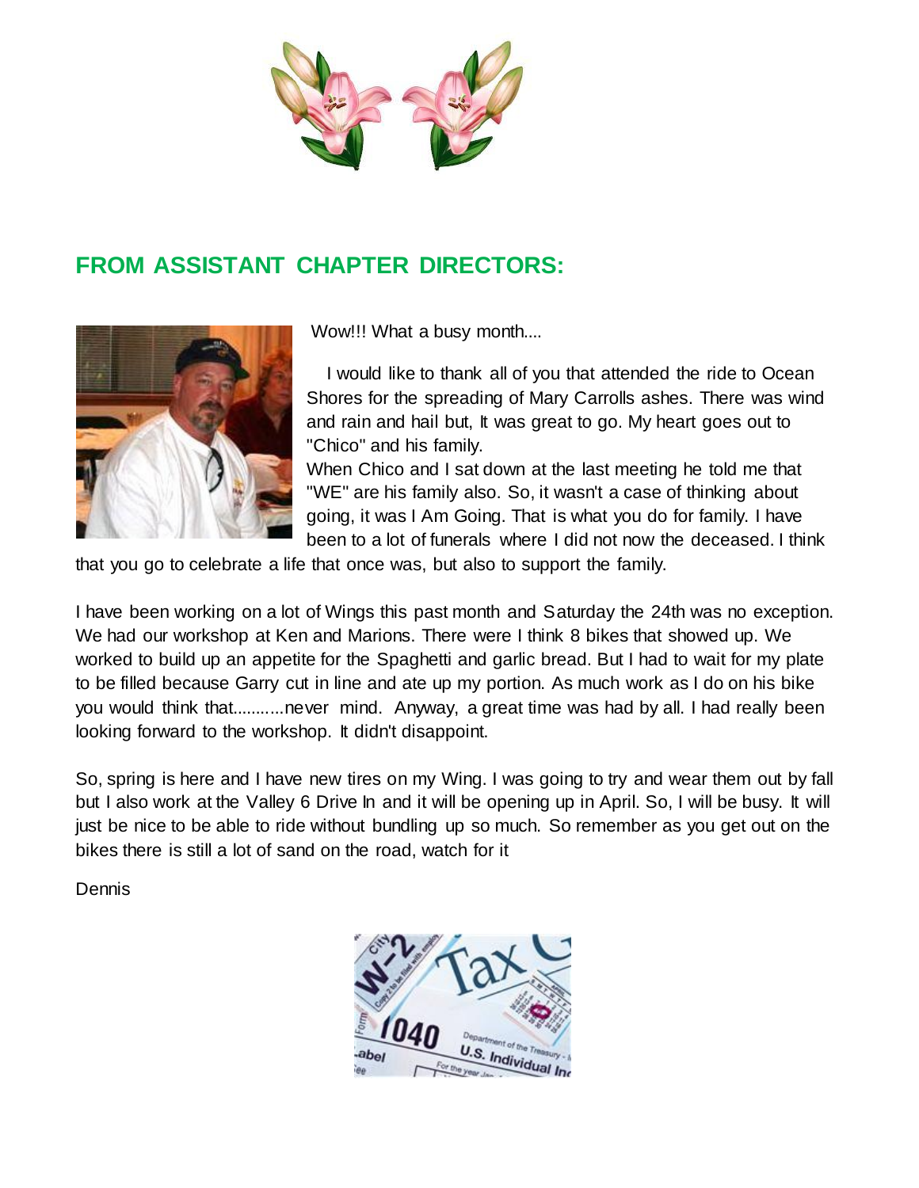## FROM ASSISTANT CHAPTER DIRECTORS:

Wow!!! What a busy month....

I would like to thank all of you that attended the ride to Ocean Shores for the spreading of Mary Carrolls ashes. There was wind and rain and hail but, It was great to go. My heart goes out to "Chico" and his family.

When Chico and I sat down at the last meeting he told me that "WE" are his family also. So, it wasn't a case of thinking about going, it was I Am Going. That is what you do for family. I have been to a lot of funerals where I did not now the deceased. I think that you go to celebrate a life that once was, but also to support the family.

I have been working on a lot of Wings this past month and Saturday the 24th was no exception. We had our workshop at Ken and Marions. There were I think 8 bikes that showed up. We worked to build up an appetite for the Spaghetti and garlic bread. But I had to wait for my plate to be filled because Garry cut in line and ate up my portion. As much work as I do on his bike you would think that...........never mind. Anyway, a great time was had by all. I had really been looking forward to the workshop. It didn't disappoint.

So, spring is here and I have new tires on my Wing. I was going to try and wear them out by fall but I also work at the Valley 6 Drive In and it will be opening up in April. So, I will be busy. It will just be nice to be able to ride without bundling up so much. So remember as you get out on the bikes there is still a lot of sand on the road, watch for it

Dennis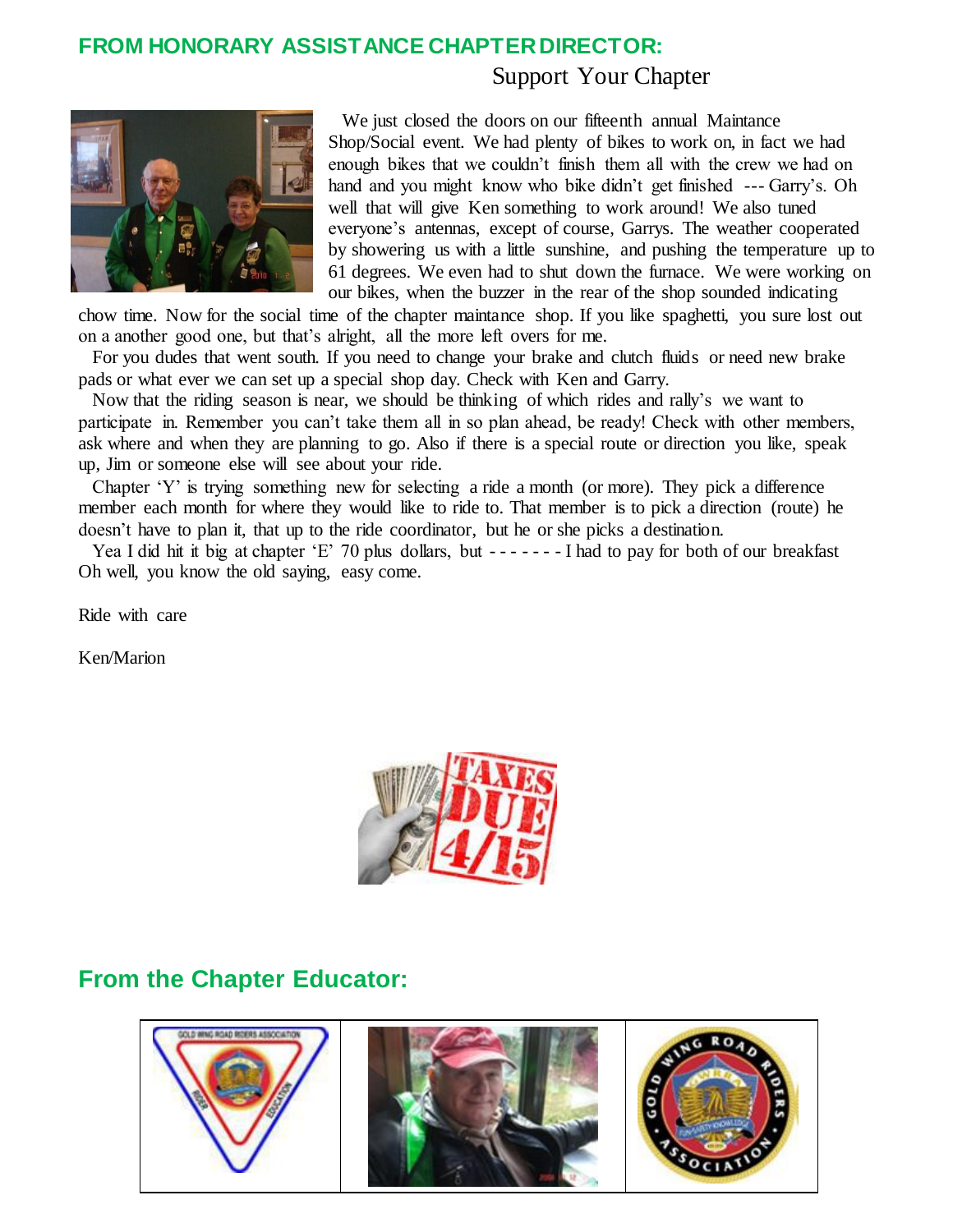## FROM HONORARY ASSISTANCE CHAPTER DIRECTOR:

### Support Your Chapter

We just closed the doors on our fifteenth annual Maintance Shop/Social event. We had plenty of bikes to work on, in fact we had enough bikes that we couldn't finish them all with the crew we had on hand and you might know who bike didn't get finished --- Garry's. Oh well that will give Ken something to work around! We also tuned everyone's antennas, except of course, Garrys. The weather cooperated by showering us with a little sunshine, and pushing the temperature up to 61 degrees. We even had to shut down the furnace. We were working on our bikes, when the buzzer in the rear of the shop sounded indicating chow time. Now for the social time of the chapter maintance shop. If you like spaghetti, you sure lost out on a another good one, but that's alright, all the more left overs for me.

For you dudes that went south. If you need to change your brake and clutch fluids or need new brake pads or what ever we can set up a special shop day. Check with Ken and Garry.

Now that the riding season is near, we should be thinking of which rides and rally's we want to participate in. Remember you can't take them all in so plan ahead, be ready! Check with other members, ask where and when they are planning to go. Also if there is a special route or direction you like, speak up, Jim or someone else will see about your ride.

Chapter 'Y' is trying something new for selecting a ride a month (or more). They pick a difference member each month for where they would like to ride to. That member is to pick a direction (route) he doesn't have to plan it, that up to the ride coordinator, but he or she picks a destination.

Yea I did hit it big at chapter 'E' 70 plus dollars, but - - - - - - - I had to pay for both of our breakfast Oh well, you know the old saying, easy come.

Ride with care

Ken/Marion

## From the Chapter Educator: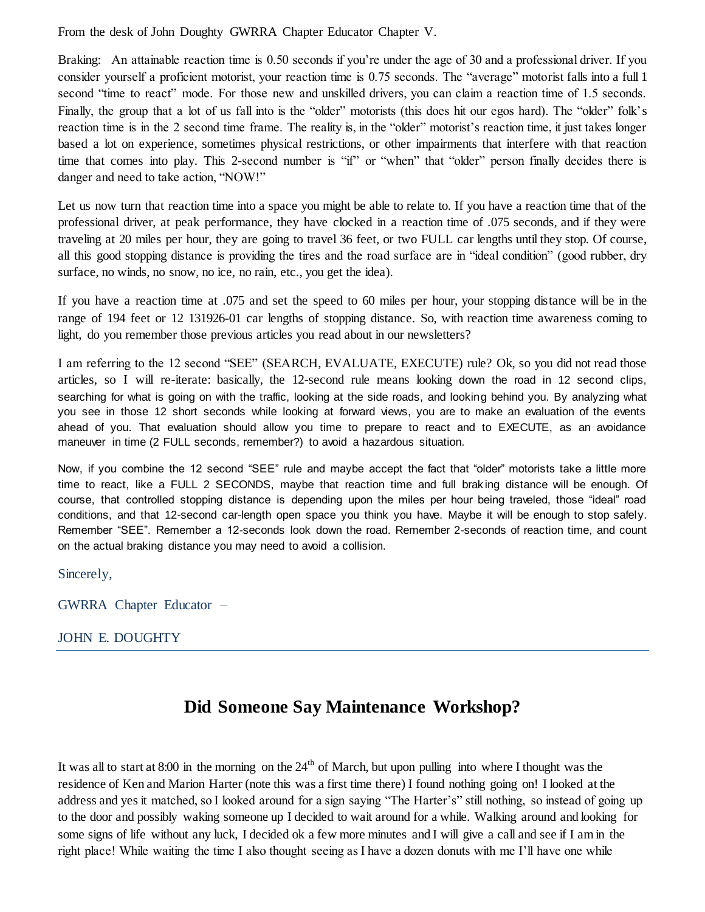From the desk of John Doughty GWRRA Chapter Educator Chapter V.

Braking: An attainable reaction time is 0.50 seconds if you're under the age of 30 and a professional driver. If you consider yourself a proficient motorist, your reaction time is 0.75 seconds. The "average" motorist falls into a full 1 second "time to react" mode. For those new and unskilled drivers, you can claim a reaction time of 1.5 seconds. Finally, the group that a lot of us fall into is the "older" motorists (this does hit our egos hard). The "older" folk's reaction time is in the 2 second time frame. The reality is, in the "older" motorist's reaction time, it just takes longer based a lot on experience, sometimes physical restrictions, or other impairments that interfere with that reaction time that comes into play. This 2-second number is "if" or "when" that "older" person finally decides there is danger and need to take action, "NOW!"

Let us now turn that reaction time into a space you might be able to relate to. If you have a reaction time that of the professional driver, at peak performance, they have clocked in a reaction time of .075 seconds, and if they were traveling at 20 miles per hour, they are going to travel 36 feet, or two FULL car lengths until they stop. Of course, all this good stopping distance is providing the tires and the road surface are in "ideal condition" (good rubber, dry surface, no winds, no snow, no ice, no rain, etc., you get the idea).

If you have a reaction time at .075 and set the speed to 60 miles per hour, your stopping distance will be in the range of 194 feet or 12 131926-01 car lengths of stopping distance. So, with reaction time awareness coming to light, do you remember those previous articles you read about in our newsletters?

I am referring to the 12 second "SEE" (SEARCH, EVALUATE, EXECUTE) rule? Ok, so you did not read those articles, so I will re-iterate: basically, the 12-second rule means looking down the road in 12 second clips, searching for what is going on with the traffic, looking at the side roads, and looking behind you. By analyzing what you see in those 12 short seconds while looking at forward views, you are to make an evaluation of the events ahead of you. That evaluation should allow you time to prepare to react and to EXECUTE, as an avoidance maneuver in time (2 FULL seconds, remember?) to avoid a hazardous situation.

Now, if you combine the 12 second "SEE" rule and maybe accept the fact that "older" motorists take a little more time to react, like a FULL 2 SECONDS, maybe that reaction time and full braking distance will be enough. Of course, that controlled stopping distance is depending upon the miles per hour being traveled, those "ideal" road conditions, and that 12-second car-length open space you think you have. Maybe it will be enough to stop safely. Remember "SEE". Remember a 12-seconds look down the road. Remember 2-seconds of reaction time, and count on the actual braking distance you may need to avoid a collision.

Sincerely,

GWRRA Chapter Educator –

JOHN E. DOUGHTY

---

## Did Someone Say Maintenance Workshop?

It was all to start at 8:00 in the morning on the 24th of March, but upon pulling into where I thought was the residence of Ken and Marion Harter (note this was a first time there) I found nothing going on! I looked at the address and yes it matched, so I looked around for a sign saying "The Harter's" still nothing, so instead of going up to the door and possibly waking someone up I decided to wait around for a while. Walking around and looking for some signs of life without any luck, I decided ok a few more minutes and I will give a call and see if I am in the right place! While waiting the time I also thought seeing as I have a dozen donuts with me I'll have one while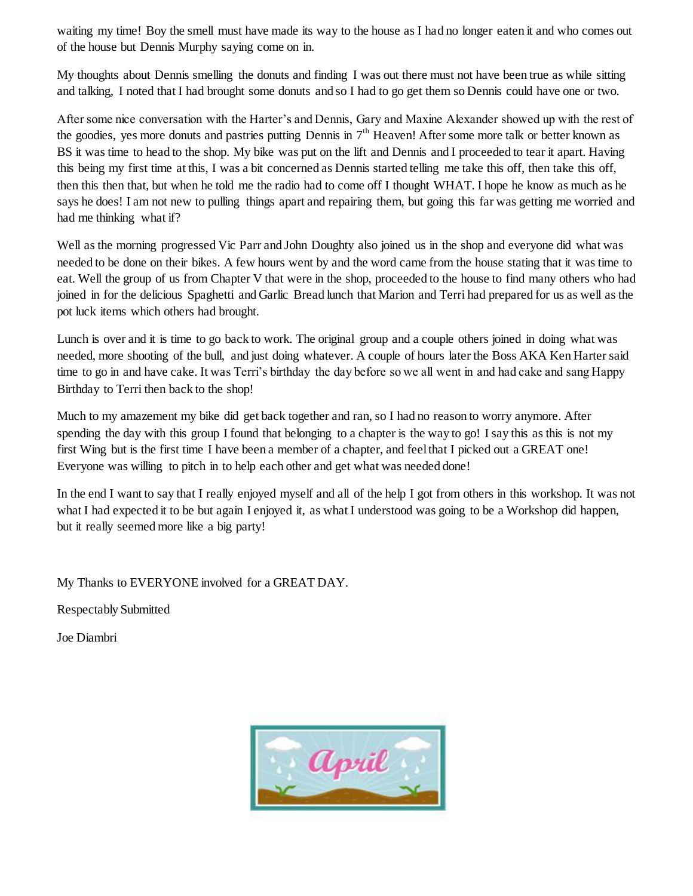waiting my time! Boy the smell must have made its way to the house as I had no longer eaten it and who comes out of the house but Dennis Murphy saying come on in.

My thoughts about Dennis smelling the donuts and finding I was out there must not have been true as while sitting and talking, I noted that I had brought some donuts and so I had to go get them so Dennis could have one or two.

After some nice conversation with the Harter's and Dennis, Gary and Maxine Alexander showed up with the rest of the goodies, yes more donuts and pastries putting Dennis in 7th Heaven! After some more talk or better known as BS it was time to head to the shop. My bike was put on the lift and Dennis and I proceeded to tear it apart. Having this being my first time at this, I was a bit concerned as Dennis started telling me take this off, then take this off, then this then that, but when he told me the radio had to come off I thought WHAT. I hope he know as much as he says he does! I am not new to pulling things apart and repairing them, but going this far was getting me worried and had me thinking what if?

Well as the morning progressed Vic Parr and John Doughty also joined us in the shop and everyone did what was needed to be done on their bikes. A few hours went by and the word came from the house stating that it was time to eat. Well the group of us from Chapter V that were in the shop, proceeded to the house to find many others who had joined in for the delicious Spaghetti and Garlic Bread lunch that Marion and Terri had prepared for us as well as the pot luck items which others had brought.

Lunch is over and it is time to go back to work. The original group and a couple others joined in doing what was needed, more shooting of the bull, and just doing whatever. A couple of hours later the Boss AKA Ken Harter said time to go in and have cake. It was Terri's birthday the day before so we all went in and had cake and sang Happy Birthday to Terri then back to the shop!

Much to my amazement my bike did get back together and ran, so I had no reason to worry anymore. After spending the day with this group I found that belonging to a chapter is the way to go! I say this as this is not my first Wing but is the first time I have been a member of a chapter, and feel that I picked out a GREAT one! Everyone was willing to pitch in to help each other and get what was needed done!

In the end I want to say that I really enjoyed myself and all of the help I got from others in this workshop. It was not what I had expected it to be but again I enjoyed it, as what I understood was going to be a Workshop did happen, but it really seemed more like a big party!

My Thanks to EVERYONE involved for a GREAT DAY.

Respectably Submitted

Joe Diambri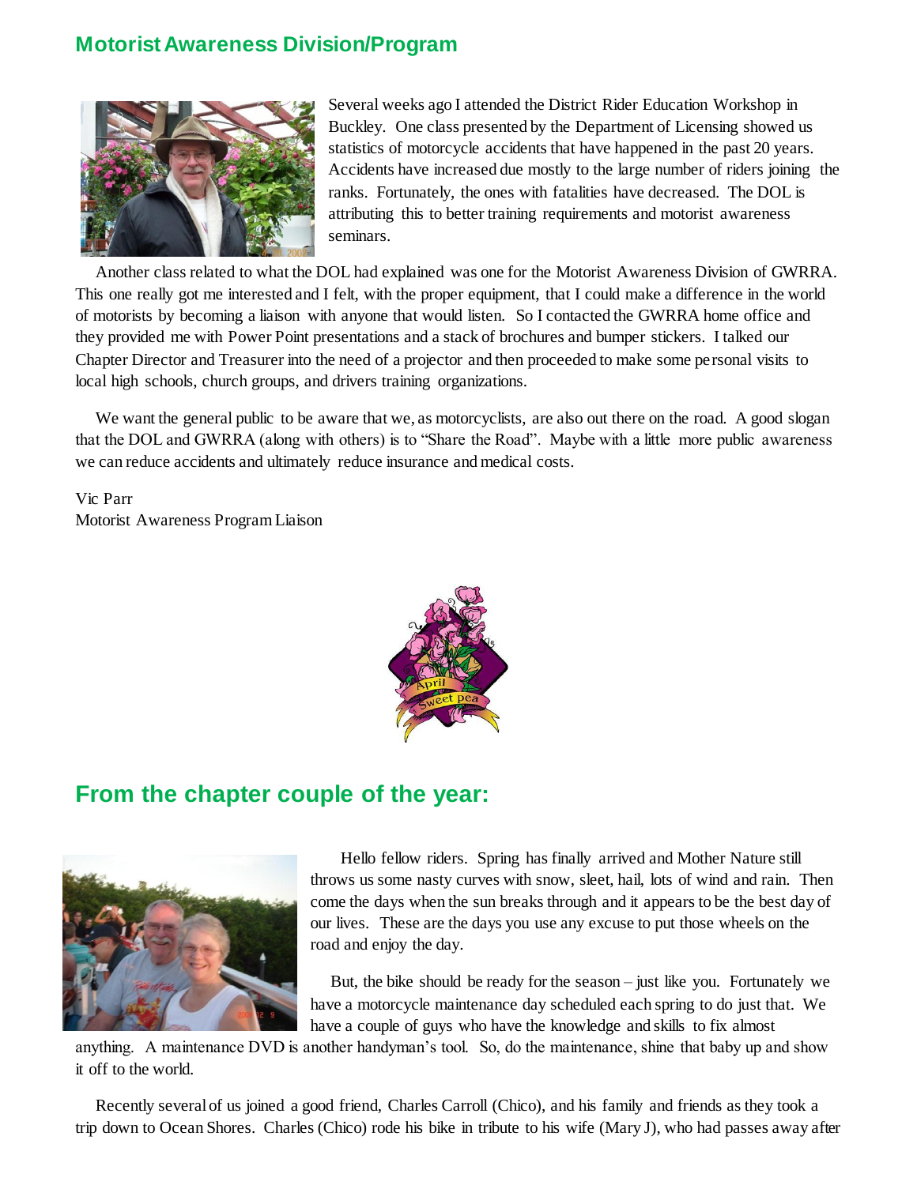## Motorist Awareness Division/Program

Several weeks ago I attended the District Rider Education Workshop in Buckley. One class presented by the Department of Licensing showed us statistics of motorcycle accidents that have happened in the past 20 years. Accidents have increased due mostly to the large number of riders joining the ranks. Fortunately, the ones with fatalities have decreased. The DOL is attributing this to better training requirements and motorist awareness seminars.

Another class related to what the DOL had explained was one for the Motorist Awareness Division of GWRRA. This one really got me interested and I felt, with the proper equipment, that I could make a difference in the world of motorists by becoming a liaison with anyone that would listen. So I contacted the GWRRA home office and they provided me with Power Point presentations and a stack of brochures and bumper stickers. I talked our Chapter Director and Treasurer into the need of a projector and then proceeded to make some personal visits to local high schools, church groups, and drivers training organizations.

We want the general public to be aware that we, as motorcyclists, are also out there on the road. A good slogan that the DOL and GWRRA (along with others) is to "Share the Road". Maybe with a little more public awareness we can reduce accidents and ultimately reduce insurance and medical costs.

Vic Parr
Motorist Awareness Program Liaison

## From the chapter couple of the year:

Hello fellow riders. Spring has finally arrived and Mother Nature still throws us some nasty curves with snow, sleet, hail, lots of wind and rain. Then come the days when the sun breaks through and it appears to be the best day of our lives. These are the days you use any excuse to put those wheels on the road and enjoy the day.

But, the bike should be ready for the season – just like you. Fortunately we have a motorcycle maintenance day scheduled each spring to do just that. We have a couple of guys who have the knowledge and skills to fix almost anything. A maintenance DVD is another handyman's tool. So, do the maintenance, shine that baby up and show it off to the world.

Recently several of us joined a good friend, Charles Carroll (Chico), and his family and friends as they took a trip down to Ocean Shores. Charles (Chico) rode his bike in tribute to his wife (Mary J), who had passes away after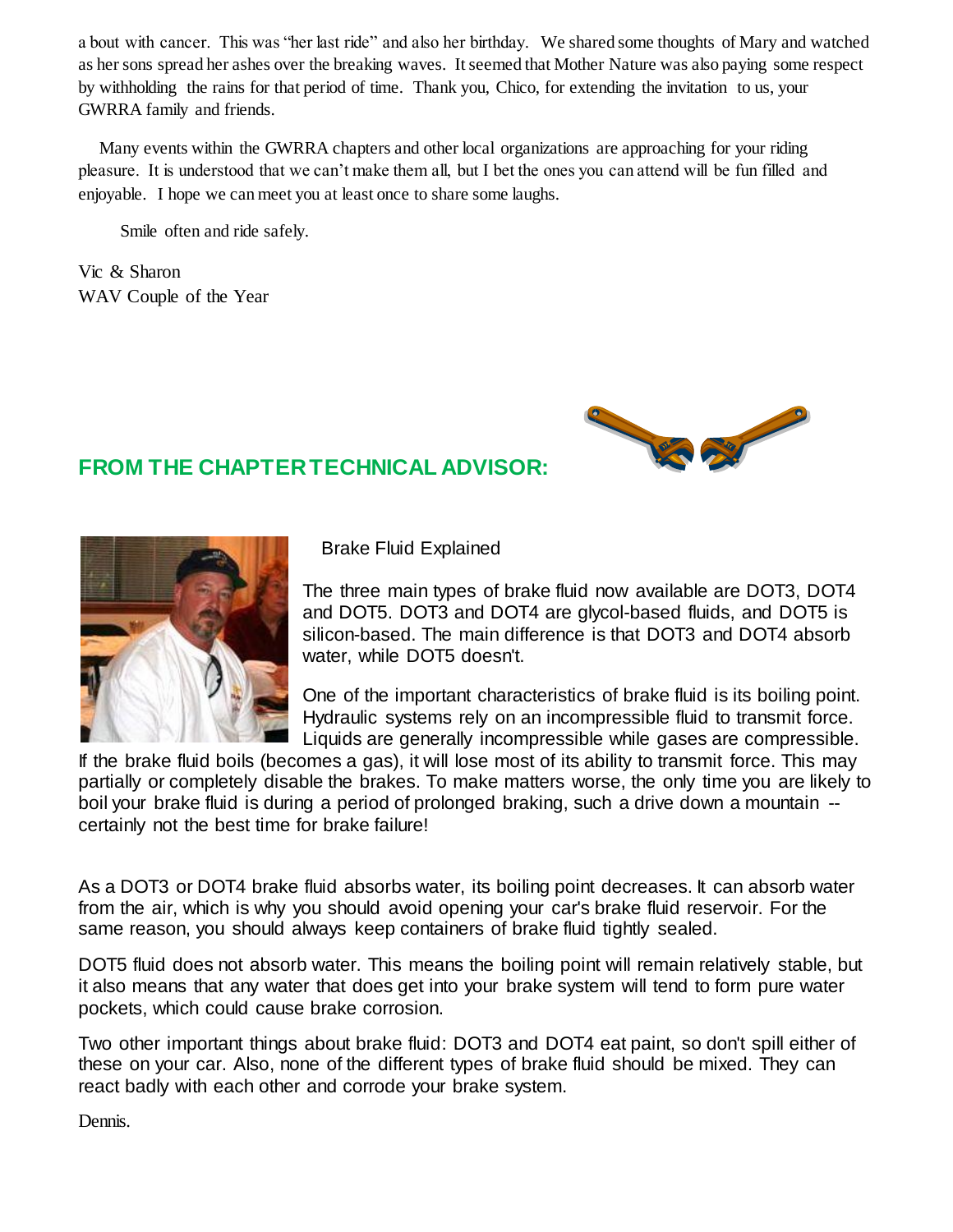a bout with cancer. This was "her last ride" and also her birthday. We shared some thoughts of Mary and watched as her sons spread her ashes over the breaking waves. It seemed that Mother Nature was also paying some respect by withholding the rains for that period of time. Thank you, Chico, for extending the invitation to us, your GWRRA family and friends.

Many events within the GWRRA chapters and other local organizations are approaching for your riding pleasure. It is understood that we can't make them all, but I bet the ones you can attend will be fun filled and enjoyable. I hope we can meet you at least once to share some laughs.

Smile often and ride safely.

Vic & Sharon
WAV Couple of the Year

## FROM THE CHAPTER TECHNICAL ADVISOR:

### Brake Fluid Explained

The three main types of brake fluid now available are DOT3, DOT4 and DOT5. DOT3 and DOT4 are glycol-based fluids, and DOT5 is silicon-based. The main difference is that DOT3 and DOT4 absorb water, while DOT5 doesn't.

One of the important characteristics of brake fluid is its boiling point. Hydraulic systems rely on an incompressible fluid to transmit force. Liquids are generally incompressible while gases are compressible. If the brake fluid boils (becomes a gas), it will lose most of its ability to transmit force. This may partially or completely disable the brakes. To make matters worse, the only time you are likely to boil your brake fluid is during a period of prolonged braking, such a drive down a mountain -- certainly not the best time for brake failure!

As a DOT3 or DOT4 brake fluid absorbs water, its boiling point decreases. It can absorb water from the air, which is why you should avoid opening your car's brake fluid reservoir. For the same reason, you should always keep containers of brake fluid tightly sealed.

DOT5 fluid does not absorb water. This means the boiling point will remain relatively stable, but it also means that any water that does get into your brake system will tend to form pure water pockets, which could cause brake corrosion.

Two other important things about brake fluid: DOT3 and DOT4 eat paint, so don't spill either of these on your car. Also, none of the different types of brake fluid should be mixed. They can react badly with each other and corrode your brake system.

Dennis.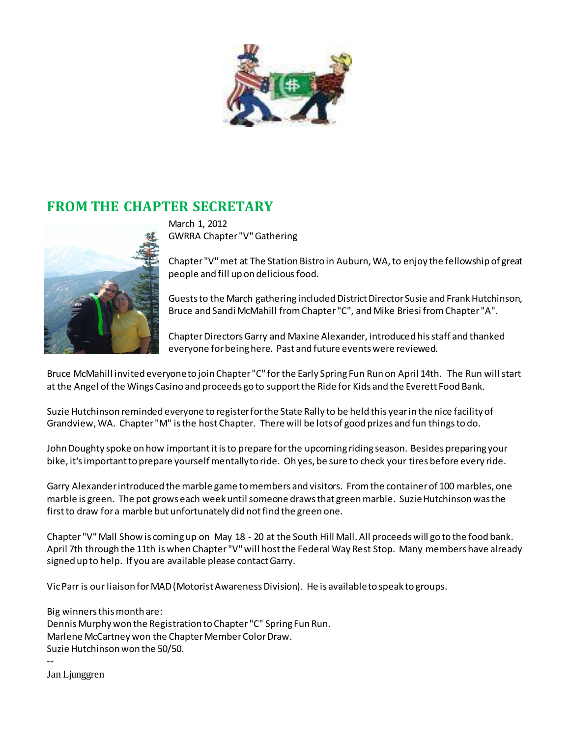## FROM THE CHAPTER SECRETARY

March 1, 2012
GWRRA Chapter "V" Gathering

Chapter "V" met at The Station Bistro in Auburn, WA, to enjoy the fellowship of great people and fill up on delicious food.

Guests to the March gathering included District Director Susie and Frank Hutchinson, Bruce and Sandi McMahill from Chapter "C", and Mike Briesi from Chapter "A".

Chapter Directors Garry and Maxine Alexander, introduced his staff and thanked everyone for being here. Past and future events were reviewed.

Bruce McMahill invited everyone to join Chapter "C" for the Early Spring Fun Run on April 14th. The Run will start at the Angel of the Wings Casino and proceeds go to support the Ride for Kids and the Everett Food Bank.

Suzie Hutchinson reminded everyone to register for the State Rally to be held this year in the nice facility of Grandview, WA. Chapter "M" is the host Chapter. There will be lots of good prizes and fun things to do.

John Doughty spoke on how important it is to prepare for the upcoming riding season. Besides preparing your bike, it's important to prepare yourself mentally to ride. Oh yes, be sure to check your tires before every ride.

Garry Alexander introduced the marble game to members and visitors. From the container of 100 marbles, one marble is green. The pot grows each week until someone draws that green marble. Suzie Hutchinson was the first to draw for a marble but unfortunately did not find the green one.

Chapter "V" Mall Show is coming up on May 18 - 20 at the South Hill Mall. All proceeds will go to the food bank. April 7th through the 11th is when Chapter "V" will host the Federal Way Rest Stop. Many members have already signed up to help. If you are available please contact Garry.

Vic Parr is our liaison for MAD (Motorist Awareness Division). He is available to speak to groups.

Big winners this month are:
Dennis Murphy won the Registration to Chapter "C" Spring Fun Run.
Marlene McCartney won the Chapter Member Color Draw.
Suzie Hutchinson won the 50/50.

--
Jan Ljunggren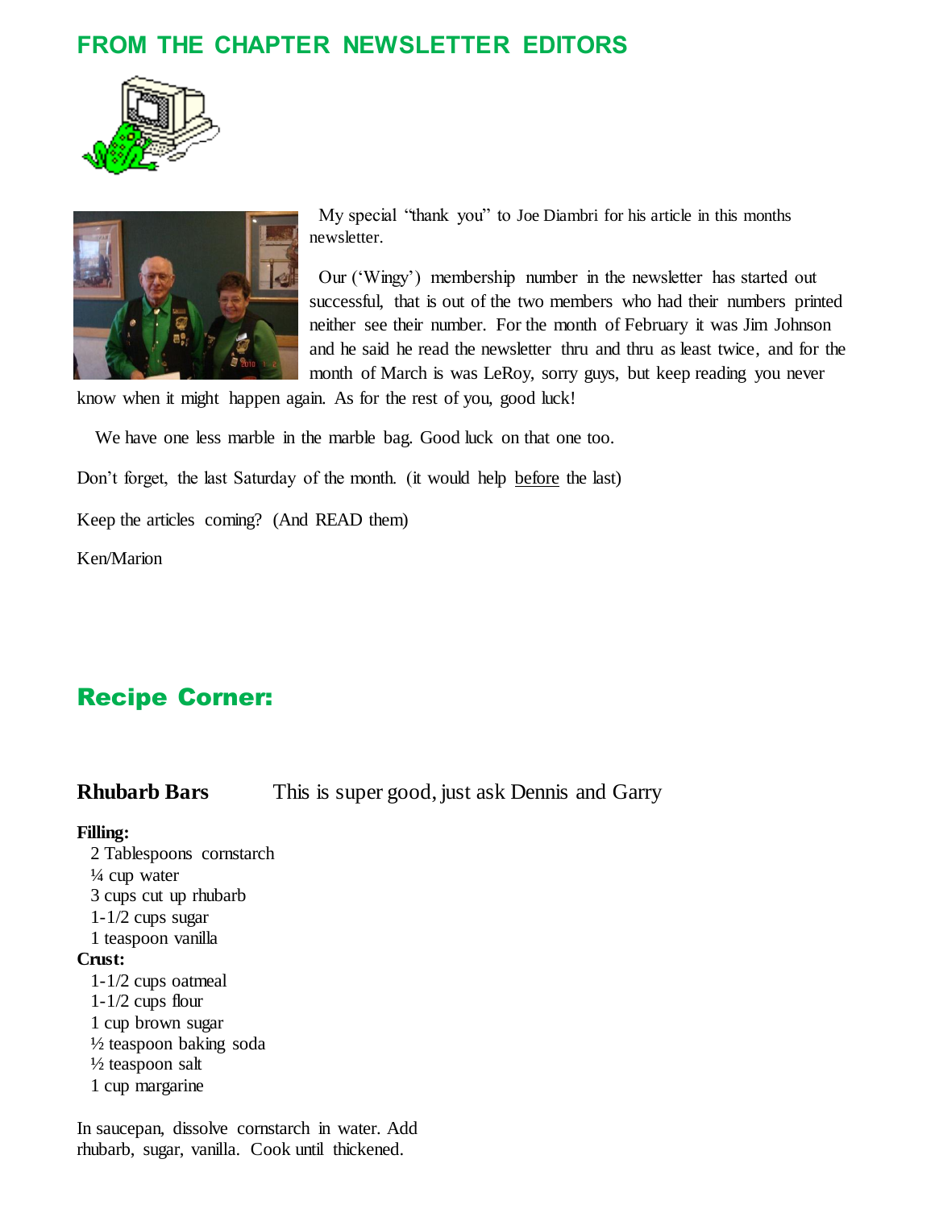## FROM THE CHAPTER NEWSLETTER EDITORS

My special “thank you” to Joe Diambri for his article in this months newsletter.

Our (‘Wingy’) membership number in the newsletter has started out successful, that is out of the two members who had their numbers printed neither see their number. For the month of February it was Jim Johnson and he said he read the newsletter thru and thru as least twice, and for the month of March is was LeRoy, sorry guys, but keep reading you never know when it might happen again. As for the rest of you, good luck!

We have one less marble in the marble bag. Good luck on that one too.

Don’t forget, the last Saturday of the month. (it would help before the last)

Keep the articles coming? (And READ them)

Ken/Marion

## Recipe Corner:

**Rhubarb Bars** This is super good, just ask Dennis and Garry

**Filling:**

- 2 Tablespoons cornstarch
- ¼ cup water
- 3 cups cut up rhubarb
- 1-1/2 cups sugar
- 1 teaspoon vanilla

**Crust:**

- 1-1/2 cups oatmeal
- 1-1/2 cups flour
- 1 cup brown sugar
- ½ teaspoon baking soda
- ½ teaspoon salt
- 1 cup margarine

In saucepan, dissolve cornstarch in water. Add rhubarb, sugar, vanilla. Cook until thickened.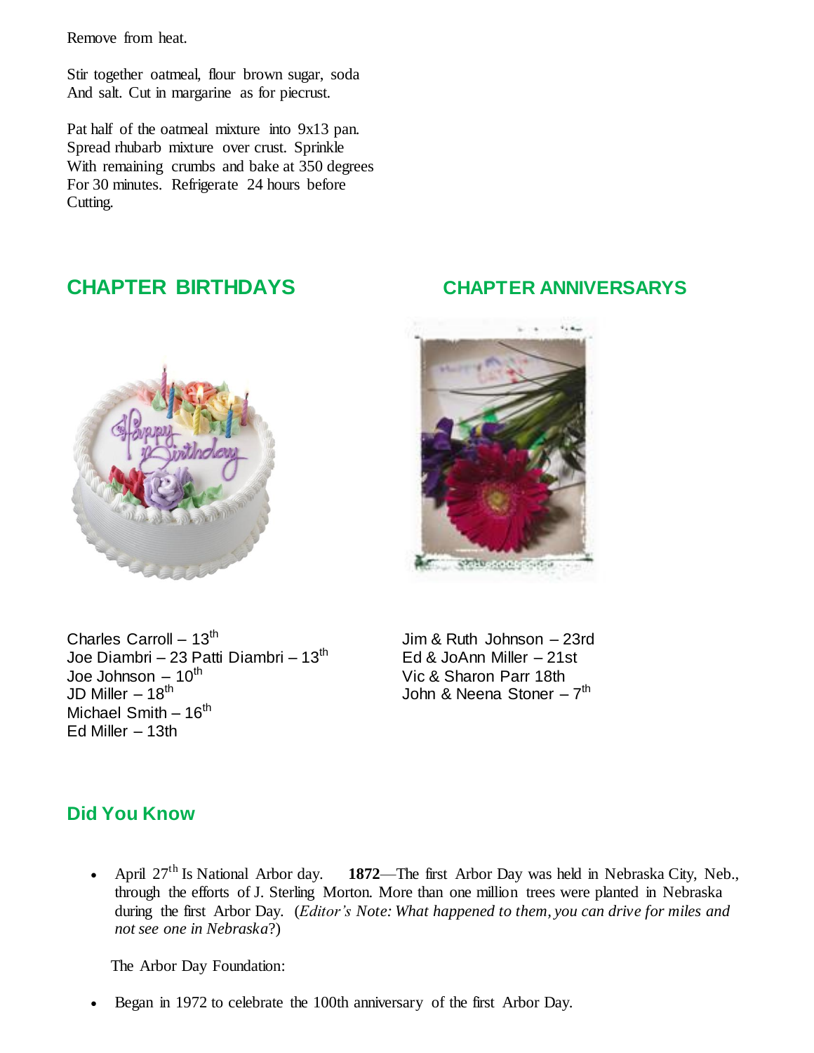Remove from heat.

Stir together oatmeal, flour brown sugar, soda
And salt. Cut in margarine as for piecrust.

Pat half of the oatmeal mixture into 9x13 pan.
Spread rhubarb mixture over crust. Sprinkle
With remaining crumbs and bake at 350 degrees
For 30 minutes. Refrigerate 24 hours before
Cutting.

## CHAPTER BIRTHDAYS

Charles Carroll – 13th
Joe Diambri – 23 Patti Diambri – 13th
Joe Johnson – 10th
JD Miller – 18th
Michael Smith – 16th
Ed Miller – 13th

## CHAPTER ANNIVERSARYS

Jim & Ruth Johnson – 23rd
Ed & JoAnn Miller – 21st
Vic & Sharon Parr 18th
John & Neena Stoner – 7th

## Did You Know

- April 27th Is National Arbor day. **1872**—The first Arbor Day was held in Nebraska City, Neb., through the efforts of J. Sterling Morton. More than one million trees were planted in Nebraska during the first Arbor Day. (*Editor's Note: What happened to them, you can drive for miles and not see one in Nebraska*?)

The Arbor Day Foundation:

- Began in 1972 to celebrate the 100th anniversary of the first Arbor Day.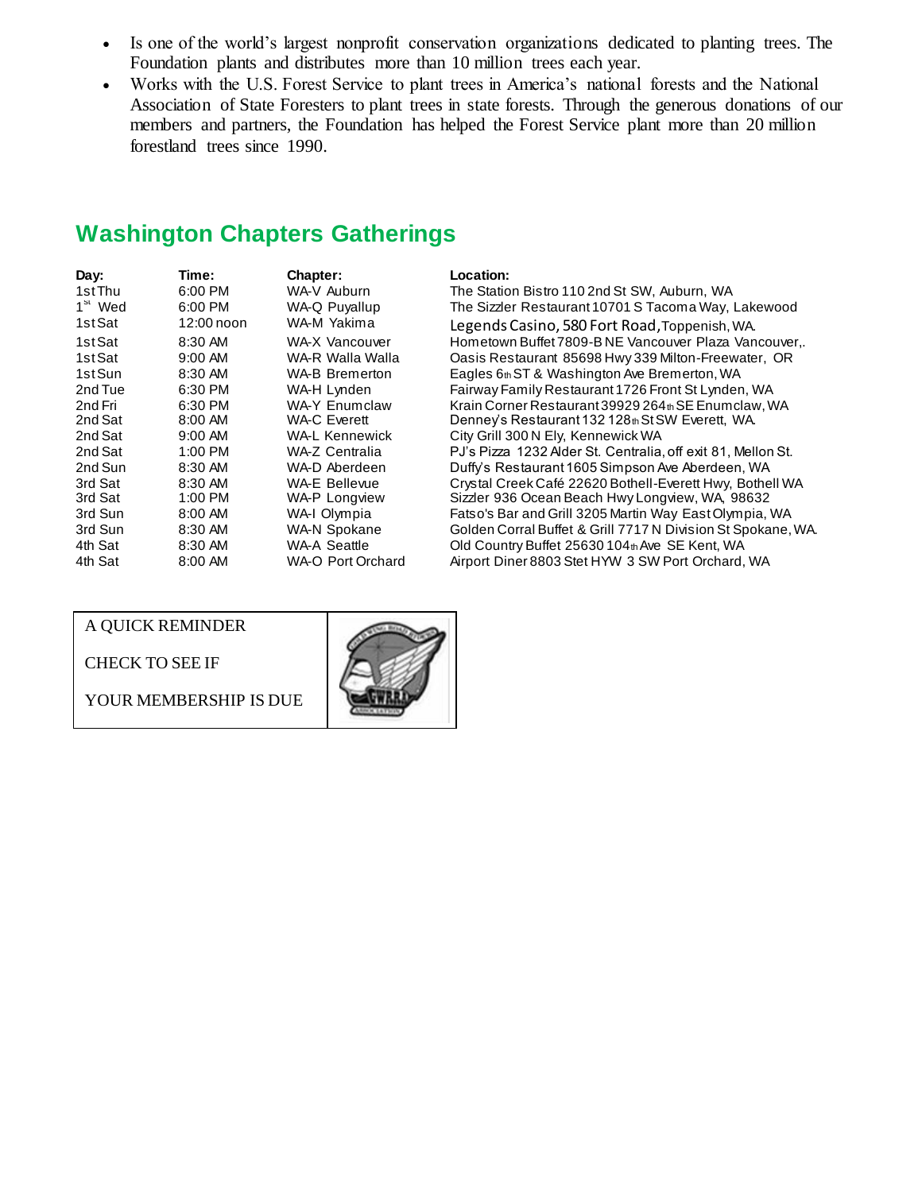- Is one of the world's largest nonprofit conservation organizations dedicated to planting trees. The Foundation plants and distributes more than 10 million trees each year.
- Works with the U.S. Forest Service to plant trees in America's national forests and the National Association of State Foresters to plant trees in state forests. Through the generous donations of our members and partners, the Foundation has helped the Forest Service plant more than 20 million forestland trees since 1990.

## Washington Chapters Gatherings

| Day: | Time: | Chapter: | Location: |
|---|---|---|---|
| 1st Thu | 6:00 PM | WA-V Auburn | The Station Bistro 110 2nd St SW, Auburn, WA |
| 1st Wed | 6:00 PM | WA-Q Puyallup | The Sizzler Restaurant 10701 S Tacoma Way, Lakewood |
| 1st Sat | 12:00 noon | WA-M Yakima | Legends Casino, 580 Fort Road, Toppenish, WA. |
| 1st Sat | 8:30 AM | WA-X Vancouver | Hometown Buffet 7809-B NE Vancouver Plaza Vancouver,. |
| 1st Sat | 9:00 AM | WA-R Walla Walla | Oasis Restaurant 85698 Hwy 339 Milton-Freewater, OR |
| 1st Sun | 8:30 AM | WA-B Bremerton | Eagles 6th ST & Washington Ave Bremerton, WA |
| 2nd Tue | 6:30 PM | WA-H Lynden | Fairway Family Restaurant 1726 Front St Lynden, WA |
| 2nd Fri | 6:30 PM | WA-Y Enumclaw | Krain Corner Restaurant 39929 264th SE Enumclaw, WA |
| 2nd Sat | 8:00 AM | WA-C Everett | Denney's Restaurant 132 128th St SW Everett, WA. |
| 2nd Sat | 9:00 AM | WA-L Kennewick | City Grill 300 N Ely, Kennewick WA |
| 2nd Sat | 1:00 PM | WA-Z Centralia | PJ's Pizza 1232 Alder St. Centralia, off exit 81, Mellon St. |
| 2nd Sun | 8:30 AM | WA-D Aberdeen | Duffy's Restaurant 1605 Simpson Ave Aberdeen, WA |
| 3rd Sat | 8:30 AM | WA-E Bellevue | Crystal Creek Café 22620 Bothell-Everett Hwy, Bothell WA |
| 3rd Sat | 1:00 PM | WA-P Longview | Sizzler 936 Ocean Beach Hwy Longview, WA, 98632 |
| 3rd Sun | 8:00 AM | WA-I Olympia | Fatso's Bar and Grill 3205 Martin Way East Olympia, WA |
| 3rd Sun | 8:30 AM | WA-N Spokane | Golden Corral Buffet & Grill 7717 N Division St Spokane, WA. |
| 4th Sat | 8:30 AM | WA-A Seattle | Old Country Buffet 25630 104th Ave SE Kent, WA |
| 4th Sat | 8:00 AM | WA-O Port Orchard | Airport Diner 8803 Stet HYW 3 SW Port Orchard, WA |

A QUICK REMINDER

CHECK TO SEE IF

YOUR MEMBERSHIP IS DUE